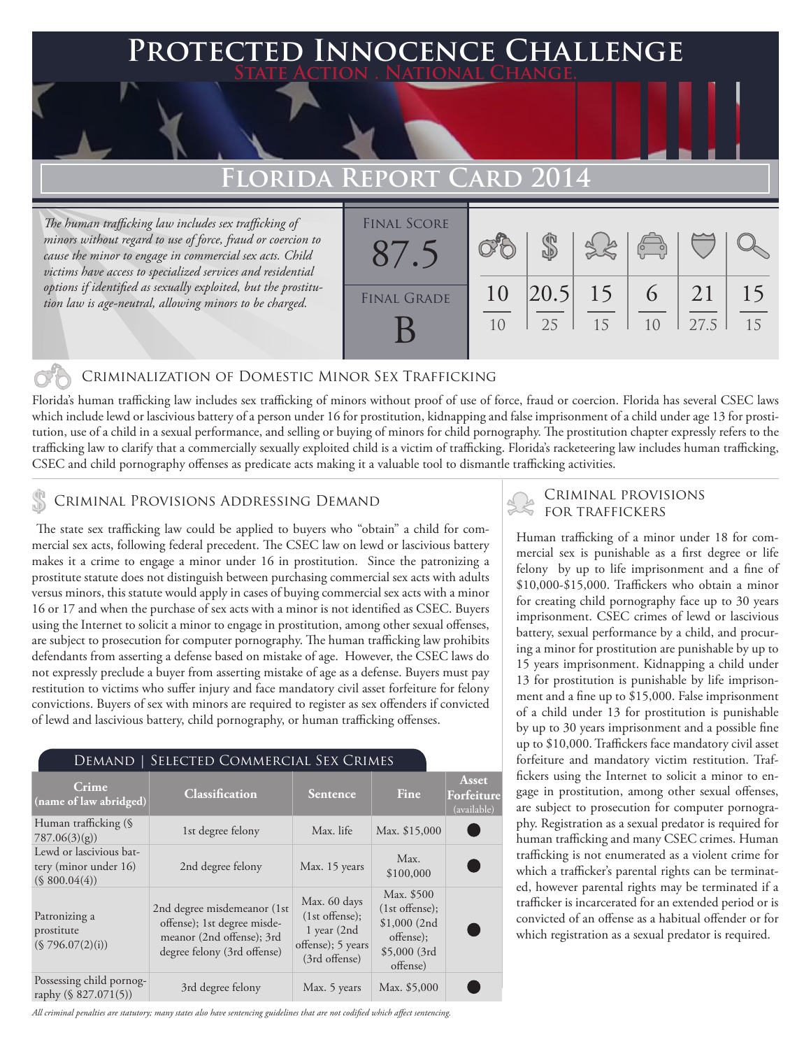# Protected Innocence Challenge

**State Action . National Change.**

## Florida Report Card 2014

*The human trafficking law includes sex trafficking of minors without regard to use of force, fraud or coercion to cause the minor to engage in commercial sex acts. Child victims have access to specialized services and residential options if identified as sexually exploited, but the prostitution law is age-neutral, allowing minors to be charged.*

| Final Score | | | | | | |
|---|---|---|---|---|---|---|
| 87.5 | 10 / 10 | 20.5 / 25 | 15 / 15 | 6 / 10 | 21 / 27.5 | 15 / 15 |
| **Final Grade** | | | | | | |
| B | | | | | | |

### Criminalization of Domestic Minor Sex Trafficking

Florida's human trafficking law includes sex trafficking of minors without proof of use of force, fraud or coercion. Florida has several CSEC laws which include lewd or lascivious battery of a person under 16 for prostitution, kidnapping and false imprisonment of a child under age 13 for prostitution, use of a child in a sexual performance, and selling or buying of minors for child pornography. The prostitution chapter expressly refers to the trafficking law to clarify that a commercially sexually exploited child is a victim of trafficking. Florida's racketeering law includes human trafficking, CSEC and child pornography offenses as predicate acts making it a valuable tool to dismantle trafficking activities.

### Criminal Provisions Addressing Demand

The state sex trafficking law could be applied to buyers who "obtain" a child for commercial sex acts, following federal precedent. The CSEC law on lewd or lascivious battery makes it a crime to engage a minor under 16 in prostitution. Since the patronizing a prostitute statute does not distinguish between purchasing commercial sex acts with adults versus minors, this statute would apply in cases of buying commercial sex acts with a minor 16 or 17 and when the purchase of sex acts with a minor is not identified as CSEC. Buyers using the Internet to solicit a minor to engage in prostitution, among other sexual offenses, are subject to prosecution for computer pornography. The human trafficking law prohibits defendants from asserting a defense based on mistake of age. However, the CSEC laws do not expressly preclude a buyer from asserting mistake of age as a defense. Buyers must pay restitution to victims who suffer injury and face mandatory civil asset forfeiture for felony convictions. Buyers of sex with minors are required to register as sex offenders if convicted of lewd and lascivious battery, child pornography, or human trafficking offenses.

#### Demand | Selected Commercial Sex Crimes

| Crime (name of law abridged) | Classification | Sentence | Fine | Asset Forfeiture (available) |
|---|---|---|---|---|
| Human trafficking (§ 787.06(3)(g)) | 1st degree felony | Max. life | Max. $15,000 | ● |
| Lewd or lascivious battery (minor under 16) (§ 800.04(4)) | 2nd degree felony | Max. 15 years | Max. $100,000 | ● |
| Patronizing a prostitute (§ 796.07(2)(i)) | 2nd degree misdemeanor (1st offense); 1st degree misdemeanor (2nd offense); 3rd degree felony (3rd offense) | Max. 60 days (1st offense); 1 year (2nd offense); 5 years (3rd offense) | Max. $500 (1st offense); $1,000 (2nd offense); $5,000 (3rd offense) | ● |
| Possessing child pornography (§ 827.071(5)) | 3rd degree felony | Max. 5 years | Max. $5,000 | ● |

*All criminal penalties are statutory; many states also have sentencing guidelines that are not codified which affect sentencing.*

### Criminal Provisions for Traffickers

Human trafficking of a minor under 18 for commercial sex is punishable as a first degree or life felony by up to life imprisonment and a fine of $10,000-$15,000. Traffickers who obtain a minor for creating child pornography face up to 30 years imprisonment. CSEC crimes of lewd or lascivious battery, sexual performance by a child, and procuring a minor for prostitution are punishable by up to 15 years imprisonment. Kidnapping a child under 13 for prostitution is punishable by life imprisonment and a fine up to $15,000. False imprisonment of a child under 13 for prostitution is punishable by up to 30 years imprisonment and a possible fine up to $10,000. Traffickers face mandatory civil asset forfeiture and mandatory victim restitution. Traffickers using the Internet to solicit a minor to engage in prostitution, among other sexual offenses, are subject to prosecution for computer pornography. Registration as a sexual predator is required for human trafficking and many CSEC crimes. Human trafficking is not enumerated as a violent crime for which a trafficker's parental rights can be terminated, however parental rights may be terminated if a trafficker is incarcerated for an extended period or is convicted of an offense as a habitual offender or for which registration as a sexual predator is required.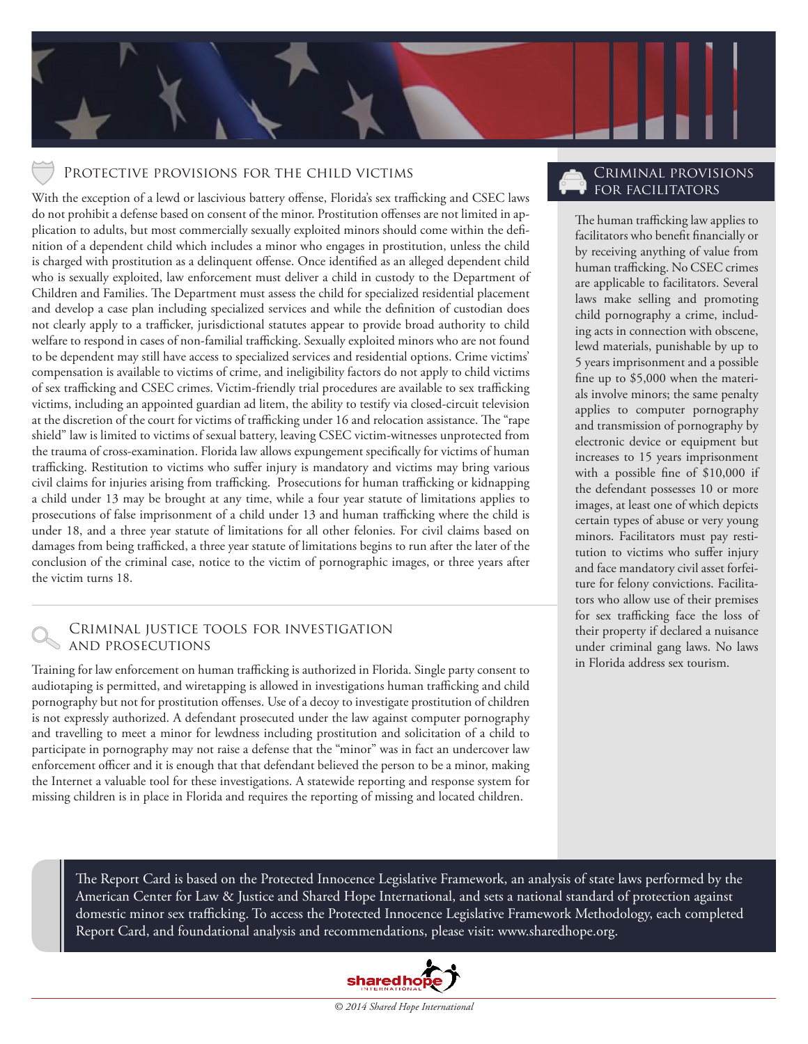## Protective provisions for the child victims

With the exception of a lewd or lascivious battery offense, Florida's sex trafficking and CSEC laws do not prohibit a defense based on consent of the minor. Prostitution offenses are not limited in application to adults, but most commercially sexually exploited minors should come within the definition of a dependent child which includes a minor who engages in prostitution, unless the child is charged with prostitution as a delinquent offense. Once identified as an alleged dependent child who is sexually exploited, law enforcement must deliver a child in custody to the Department of Children and Families. The Department must assess the child for specialized residential placement and develop a case plan including specialized services and while the definition of custodian does not clearly apply to a trafficker, jurisdictional statutes appear to provide broad authority to child welfare to respond in cases of non-familial trafficking. Sexually exploited minors who are not found to be dependent may still have access to specialized services and residential options. Crime victims' compensation is available to victims of crime, and ineligibility factors do not apply to child victims of sex trafficking and CSEC crimes. Victim-friendly trial procedures are available to sex trafficking victims, including an appointed guardian ad litem, the ability to testify via closed-circuit television at the discretion of the court for victims of trafficking under 16 and relocation assistance. The "rape shield" law is limited to victims of sexual battery, leaving CSEC victim-witnesses unprotected from the trauma of cross-examination. Florida law allows expungement specifically for victims of human trafficking. Restitution to victims who suffer injury is mandatory and victims may bring various civil claims for injuries arising from trafficking. Prosecutions for human trafficking or kidnapping a child under 13 may be brought at any time, while a four year statute of limitations applies to prosecutions of false imprisonment of a child under 13 and human trafficking where the child is under 18, and a three year statute of limitations for all other felonies. For civil claims based on damages from being trafficked, a three year statute of limitations begins to run after the later of the conclusion of the criminal case, notice to the victim of pornographic images, or three years after the victim turns 18.

## Criminal justice tools for investigation and prosecutions

Training for law enforcement on human trafficking is authorized in Florida. Single party consent to audiotaping is permitted, and wiretapping is allowed in investigations human trafficking and child pornography but not for prostitution offenses. Use of a decoy to investigate prostitution of children is not expressly authorized. A defendant prosecuted under the law against computer pornography and travelling to meet a minor for lewdness including prostitution and solicitation of a child to participate in pornography may not raise a defense that the "minor" was in fact an undercover law enforcement officer and it is enough that that defendant believed the person to be a minor, making the Internet a valuable tool for these investigations. A statewide reporting and response system for missing children is in place in Florida and requires the reporting of missing and located children.

## Criminal provisions for facilitators

The human trafficking law applies to facilitators who benefit financially or by receiving anything of value from human trafficking. No CSEC crimes are applicable to facilitators. Several laws make selling and promoting child pornography a crime, including acts in connection with obscene, lewd materials, punishable by up to 5 years imprisonment and a possible fine up to $5,000 when the materials involve minors; the same penalty applies to computer pornography and transmission of pornography by electronic device or equipment but increases to 15 years imprisonment with a possible fine of $10,000 if the defendant possesses 10 or more images, at least one of which depicts certain types of abuse or very young minors. Facilitators must pay restitution to victims who suffer injury and face mandatory civil asset forfeiture for felony convictions. Facilitators who allow use of their premises for sex trafficking face the loss of their property if declared a nuisance under criminal gang laws. No laws in Florida address sex tourism.

The Report Card is based on the Protected Innocence Legislative Framework, an analysis of state laws performed by the American Center for Law & Justice and Shared Hope International, and sets a national standard of protection against domestic minor sex trafficking. To access the Protected Innocence Legislative Framework Methodology, each completed Report Card, and foundational analysis and recommendations, please visit: www.sharedhope.org.

shared hope INTERNATIONAL

*© 2014 Shared Hope International*